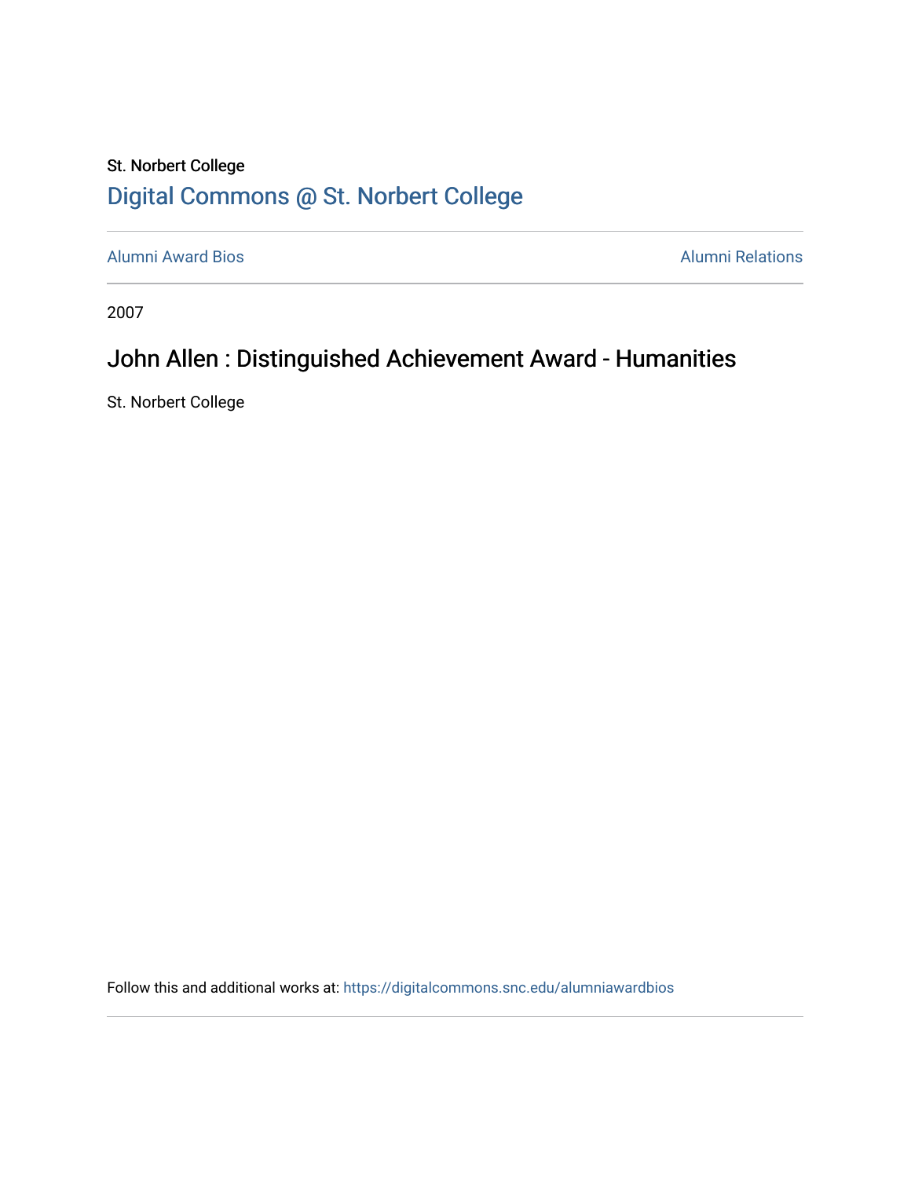St. Norbert College

[Digital Commons @ St. Norbert College](https://digitalcommons.snc.edu)

---

[Alumni Award Bios](https://digitalcommons.snc.edu/alumniawardbios) | [Alumni Relations](https://digitalcommons.snc.edu/alumnirelations)

---

2007

# John Allen : Distinguished Achievement Award - Humanities

St. Norbert College

Follow this and additional works at: https://digitalcommons.snc.edu/alumniawardbios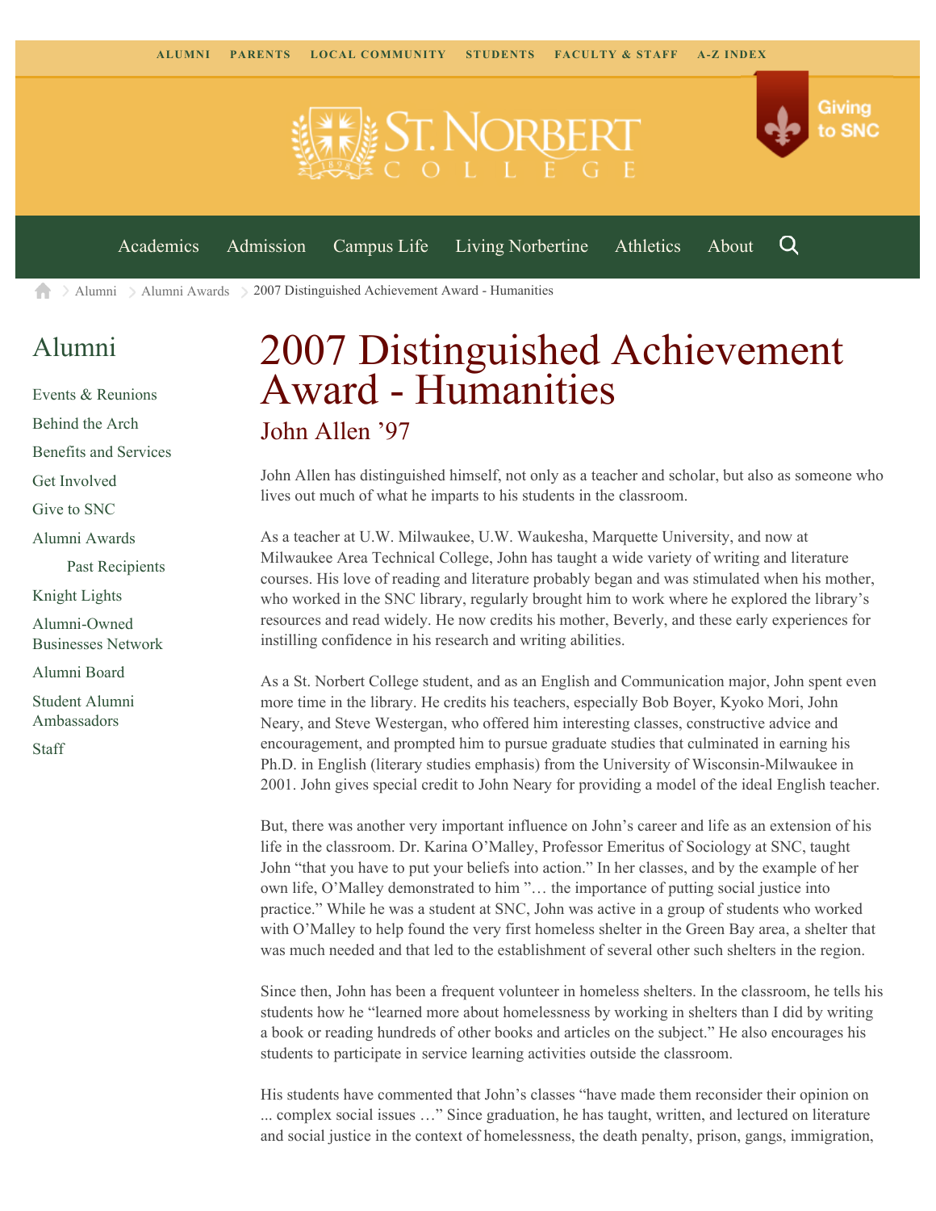ALUMNI PARENTS LOCAL COMMUNITY STUDENTS FACULTY & STAFF A-Z INDEX

Giving to SNC

Academics Admission Campus Life Living Norbertine Athletics About

Alumni > Alumni Awards > 2007 Distinguished Achievement Award - Humanities

## Alumni

- Events & Reunions
- Behind the Arch
- Benefits and Services
- Get Involved
- Give to SNC
- Alumni Awards
  - Past Recipients
- Knight Lights
- Alumni-Owned Businesses Network
- Alumni Board
- Student Alumni Ambassadors
- Staff

# 2007 Distinguished Achievement Award - Humanities

## John Allen ’97

John Allen has distinguished himself, not only as a teacher and scholar, but also as someone who lives out much of what he imparts to his students in the classroom.

As a teacher at U.W. Milwaukee, U.W. Waukesha, Marquette University, and now at Milwaukee Area Technical College, John has taught a wide variety of writing and literature courses. His love of reading and literature probably began and was stimulated when his mother, who worked in the SNC library, regularly brought him to work where he explored the library’s resources and read widely. He now credits his mother, Beverly, and these early experiences for instilling confidence in his research and writing abilities.

As a St. Norbert College student, and as an English and Communication major, John spent even more time in the library. He credits his teachers, especially Bob Boyer, Kyoko Mori, John Neary, and Steve Westergan, who offered him interesting classes, constructive advice and encouragement, and prompted him to pursue graduate studies that culminated in earning his Ph.D. in English (literary studies emphasis) from the University of Wisconsin-Milwaukee in 2001. John gives special credit to John Neary for providing a model of the ideal English teacher.

But, there was another very important influence on John’s career and life as an extension of his life in the classroom. Dr. Karina O’Malley, Professor Emeritus of Sociology at SNC, taught John “that you have to put your beliefs into action.” In her classes, and by the example of her own life, O’Malley demonstrated to him ”… the importance of putting social justice into practice.” While he was a student at SNC, John was active in a group of students who worked with O’Malley to help found the very first homeless shelter in the Green Bay area, a shelter that was much needed and that led to the establishment of several other such shelters in the region.

Since then, John has been a frequent volunteer in homeless shelters. In the classroom, he tells his students how he “learned more about homelessness by working in shelters than I did by writing a book or reading hundreds of other books and articles on the subject.” He also encourages his students to participate in service learning activities outside the classroom.

His students have commented that John’s classes “have made them reconsider their opinion on ... complex social issues …” Since graduation, he has taught, written, and lectured on literature and social justice in the context of homelessness, the death penalty, prison, gangs, immigration,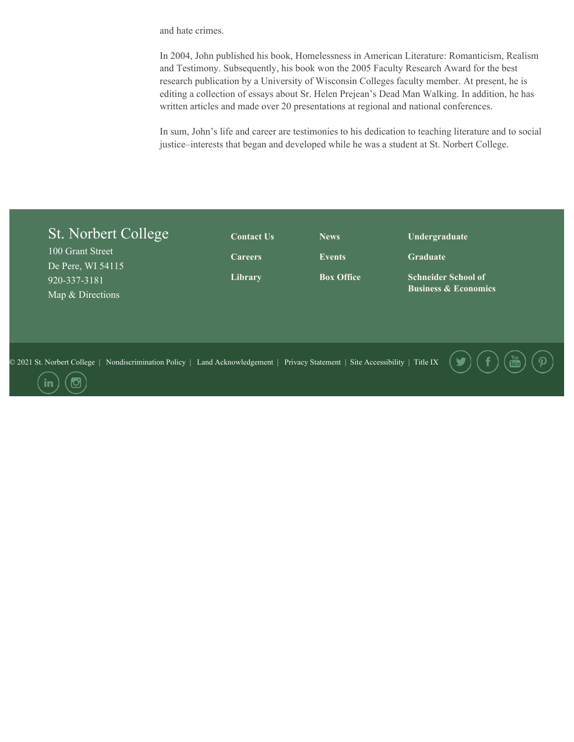and hate crimes.

In 2004, John published his book, Homelessness in American Literature: Romanticism, Realism and Testimony. Subsequently, his book won the 2005 Faculty Research Award for the best research publication by a University of Wisconsin Colleges faculty member. At present, he is editing a collection of essays about Sr. Helen Prejean's Dead Man Walking. In addition, he has written articles and made over 20 presentations at regional and national conferences.

In sum, John's life and career are testimonies to his dedication to teaching literature and to social justice–interests that began and developed while he was a student at St. Norbert College.

St. Norbert College
100 Grant Street
De Pere, WI 54115
920-337-3181
Map & Directions

**Contact Us**
**Careers**
**Library**

**News**
**Events**
**Box Office**

**Undergraduate**
**Graduate**
**Schneider School of Business & Economics**

© 2021 St. Norbert College | Nondiscrimination Policy | Land Acknowledgement | Privacy Statement | Site Accessibility | Title IX